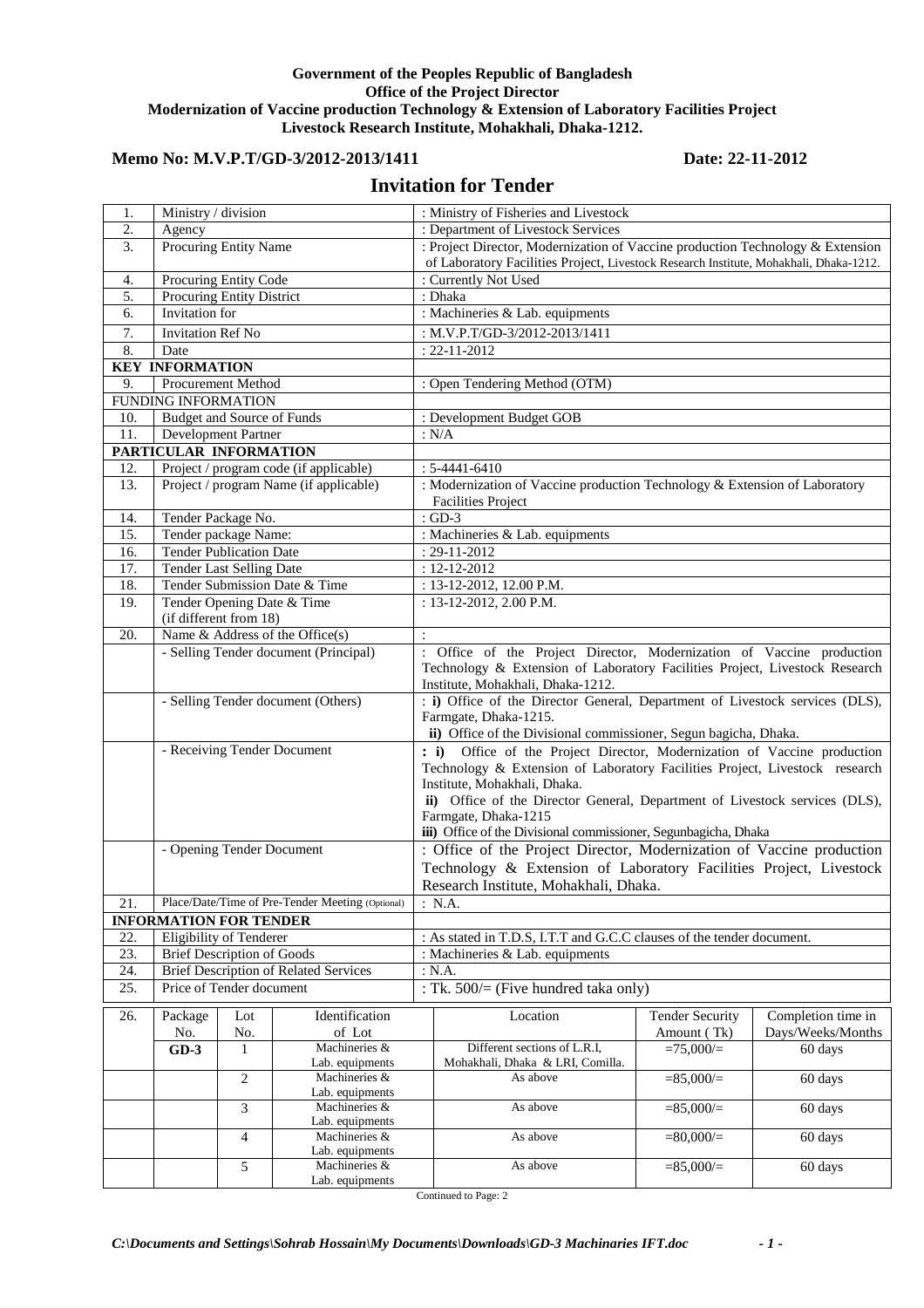**Government of the Peoples Republic of Bangladesh**
**Office of the Project Director**
**Modernization of Vaccine production Technology & Extension of Laboratory Facilities Project**
**Livestock Research Institute, Mohakhali, Dhaka-1212.**

**Memo No: M.V.P.T/GD-3/2012-2013/1411** **Date: 22-11-2012**

# Invitation for Tender

| | | |
|---|---|---|
| 1. | Ministry / division | : Ministry of Fisheries and Livestock |
| 2. | Agency | : Department of Livestock Services |
| 3. | Procuring Entity Name | : Project Director, Modernization of Vaccine production Technology & Extension of Laboratory Facilities Project, Livestock Research Institute, Mohakhali, Dhaka-1212. |
| 4. | Procuring Entity Code | : Currently Not Used |
| 5. | Procuring Entity District | : Dhaka |
| 6. | Invitation for | : Machineries & Lab. equipments |
| 7. | Invitation Ref No | : M.V.P.T/GD-3/2012-2013/1411 |
| 8. | Date | : 22-11-2012 |
| **KEY INFORMATION** | | |
| 9. | Procurement Method | : Open Tendering Method (OTM) |
| FUNDING INFORMATION | | |
| 10. | Budget and Source of Funds | : Development Budget GOB |
| 11. | Development Partner | : N/A |
| **PARTICULAR INFORMATION** | | |
| 12. | Project / program code (if applicable) | : 5-4441-6410 |
| 13. | Project / program Name (if applicable) | : Modernization of Vaccine production Technology & Extension of Laboratory Facilities Project |
| 14. | Tender Package No. | : GD-3 |
| 15. | Tender package Name: | : Machineries & Lab. equipments |
| 16. | Tender Publication Date | : 29-11-2012 |
| 17. | Tender Last Selling Date | : 12-12-2012 |
| 18. | Tender Submission Date & Time | : 13-12-2012, 12.00 P.M. |
| 19. | Tender Opening Date & Time (if different from 18) | : 13-12-2012, 2.00 P.M. |
| 20. | Name & Address of the Office(s) | : |
| | - Selling Tender document (Principal) | : Office of the Project Director, Modernization of Vaccine production Technology & Extension of Laboratory Facilities Project, Livestock Research Institute, Mohakhali, Dhaka-1212. |
| | - Selling Tender document (Others) | : **i)** Office of the Director General, Department of Livestock services (DLS), Farmgate, Dhaka-1215. **ii)** Office of the Divisional commissioner, Segun bagicha, Dhaka. |
| | - Receiving Tender Document | **: i)** Office of the Project Director, Modernization of Vaccine production Technology & Extension of Laboratory Facilities Project, Livestock research Institute, Mohakhali, Dhaka. **ii)** Office of the Director General, Department of Livestock services (DLS), Farmgate, Dhaka-1215 **iii)** Office of the Divisional commissioner, Segunbagicha, Dhaka |
| | - Opening Tender Document | : Office of the Project Director, Modernization of Vaccine production Technology & Extension of Laboratory Facilities Project, Livestock Research Institute, Mohakhali, Dhaka. |
| 21. | Place/Date/Time of Pre-Tender Meeting (Optional) | : N.A. |
| **INFORMATION FOR TENDER** | | |
| 22. | Eligibility of Tenderer | : As stated in T.D.S, I.T.T and G.C.C clauses of the tender document. |
| 23. | Brief Description of Goods | : Machineries & Lab. equipments |
| 24. | Brief Description of Related Services | : N.A. |
| 25. | Price of Tender document | : Tk. 500/= (Five hundred taka only) |

| 26. | Package No. | Lot No. | Identification of Lot | Location | Tender Security Amount ( Tk) | Completion time in Days/Weeks/Months |
|---|---|---|---|---|---|---|
| | **GD-3** | 1 | Machineries & Lab. equipments | Different sections of L.R.I, Mohakhali, Dhaka & LRI, Comilla. | =75,000/= | 60 days |
| | | 2 | Machineries & Lab. equipments | As above | =85,000/= | 60 days |
| | | 3 | Machineries & Lab. equipments | As above | =85,000/= | 60 days |
| | | 4 | Machineries & Lab. equipments | As above | =80,000/= | 60 days |
| | | 5 | Machineries & Lab. equipments | As above | =85,000/= | 60 days |

Continued to Page: 2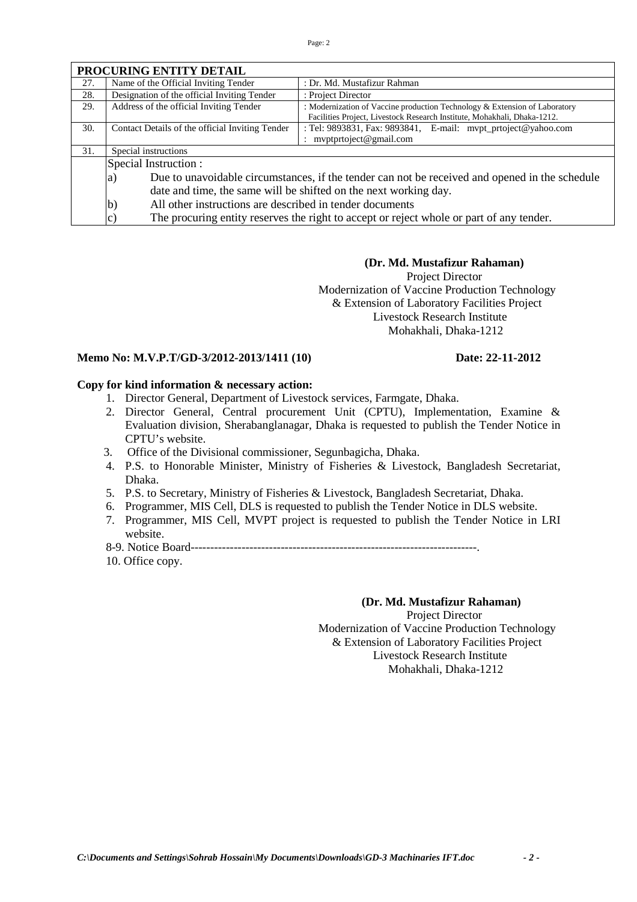| PROCURING ENTITY DETAIL | | |
|---|---|---|
| 27. | Name of the Official Inviting Tender | : Dr. Md. Mustafizur Rahman |
| 28. | Designation of the official Inviting Tender | : Project Director |
| 29. | Address of the official Inviting Tender | : Modernization of Vaccine production Technology & Extension of Laboratory Facilities Project, Livestock Research Institute, Mohakhali, Dhaka-1212. |
| 30. | Contact Details of the official Inviting Tender | : Tel: 9893831, Fax: 9893841, E-mail: mvpt_prtoject@yahoo.com : mvptprtoject@gmail.com |
| 31. | Special instructions | |

Special Instruction :

a) Due to unavoidable circumstances, if the tender can not be received and opened in the schedule date and time, the same will be shifted on the next working day.

b) All other instructions are described in tender documents

c) The procuring entity reserves the right to accept or reject whole or part of any tender.

**(Dr. Md. Mustafizur Rahaman)**
Project Director
Modernization of Vaccine Production Technology
& Extension of Laboratory Facilities Project
Livestock Research Institute
Mohakhali, Dhaka-1212

**Memo No: M.V.P.T/GD-3/2012-2013/1411 (10)** **Date: 22-11-2012**

**Copy for kind information & necessary action:**

1. Director General, Department of Livestock services, Farmgate, Dhaka.
2. Director General, Central procurement Unit (CPTU), Implementation, Examine & Evaluation division, Sherabanglanagar, Dhaka is requested to publish the Tender Notice in CPTU's website.
3. Office of the Divisional commissioner, Segunbagicha, Dhaka.
4. P.S. to Honorable Minister, Ministry of Fisheries & Livestock, Bangladesh Secretariat, Dhaka.
5. P.S. to Secretary, Ministry of Fisheries & Livestock, Bangladesh Secretariat, Dhaka.
6. Programmer, MIS Cell, DLS is requested to publish the Tender Notice in DLS website.
7. Programmer, MIS Cell, MVPT project is requested to publish the Tender Notice in LRI website.

8-9. Notice Board------------------------------------------------------------------------.

10. Office copy.

**(Dr. Md. Mustafizur Rahaman)**
Project Director
Modernization of Vaccine Production Technology
& Extension of Laboratory Facilities Project
Livestock Research Institute
Mohakhali, Dhaka-1212

*C:\Documents and Settings\Sohrab Hossain\My Documents\Downloads\GD-3 Machinaries IFT.doc*